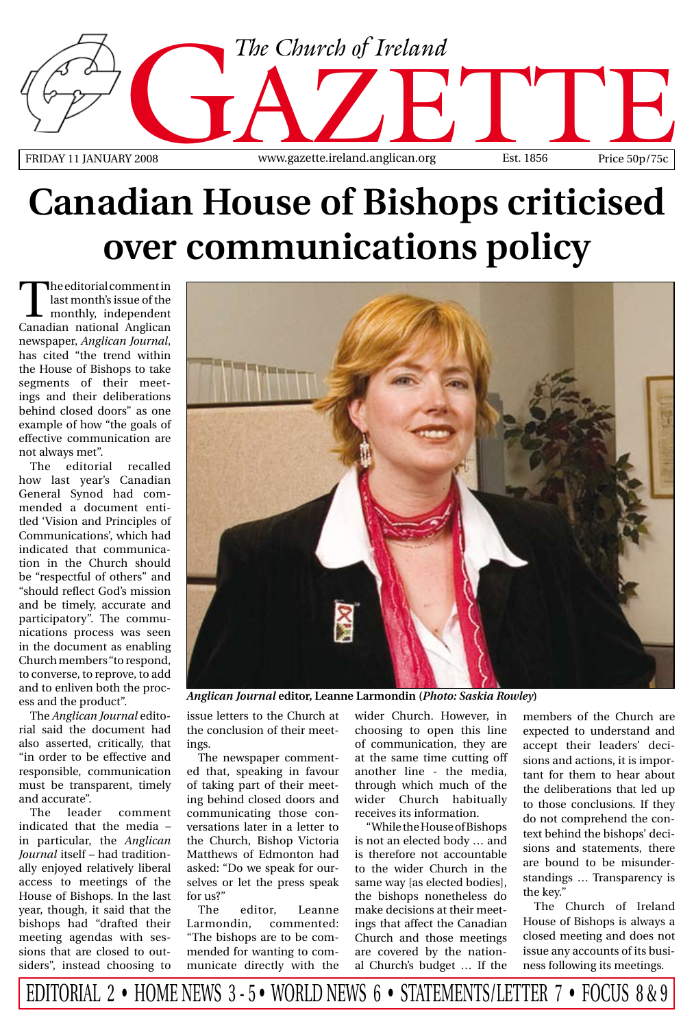# The Church of Ireland GAZETTE

FRIDAY 11 JANUARY 2008 | www.gazette.ireland.anglican.org | Est. 1856 | Price 50p/75c

# Canadian House of Bishops criticised over communications policy

The editorial comment in last month's issue of the monthly, independent Canadian national Anglican newspaper, *Anglican Journal*, has cited "the trend within the House of Bishops to take segments of their meetings and their deliberations behind closed doors" as one example of how "the goals of effective communication are not always met".

The editorial recalled how last year's Canadian General Synod had commended a document entitled 'Vision and Principles of Communications', which had indicated that communication in the Church should be "respectful of others" and "should reflect God's mission and be timely, accurate and participatory". The communications process was seen in the document as enabling Church members "to respond, to converse, to reprove, to add and to enliven both the process and the product".

The *Anglican Journal* editorial said the document had also asserted, critically, that "in order to be effective and responsible, communication must be transparent, timely and accurate".

The leader comment indicated that the media – in particular, the *Anglican Journal* itself – had traditionally enjoyed relatively liberal access to meetings of the House of Bishops. In the last year, though, it said that the bishops had "drafted their meeting agendas with sessions that are closed to outsiders", instead choosing to issue letters to the Church at the conclusion of their meetings.

*Anglican Journal* **editor, Leanne Larmondin (*Photo: Saskia Rowley*)**

The newspaper commented that, speaking in favour of taking part of their meeting behind closed doors and communicating those conversations later in a letter to the Church, Bishop Victoria Matthews of Edmonton had asked: "Do we speak for ourselves or let the press speak for us?"

The editor, Leanne Larmondin, commented: "The bishops are to be commended for wanting to communicate directly with the wider Church. However, in choosing to open this line of communication, they are at the same time cutting off another line - the media, through which much of the wider Church habitually receives its information.

"While the House of Bishops is not an elected body … and is therefore not accountable to the wider Church in the same way [as elected bodies], the bishops nonetheless do make decisions at their meetings that affect the Canadian Church and those meetings are covered by the national Church's budget … If the members of the Church are expected to understand and accept their leaders' decisions and actions, it is important for them to hear about the deliberations that led up to those conclusions. If they do not comprehend the context behind the bishops' decisions and statements, there are bound to be misunderstandings … Transparency is the key."

The Church of Ireland House of Bishops is always a closed meeting and does not issue any accounts of its business following its meetings.

EDITORIAL 2 • HOME NEWS 3 - 5 • WORLD NEWS 6 • STATEMENTS/LETTER 7 • FOCUS 8 & 9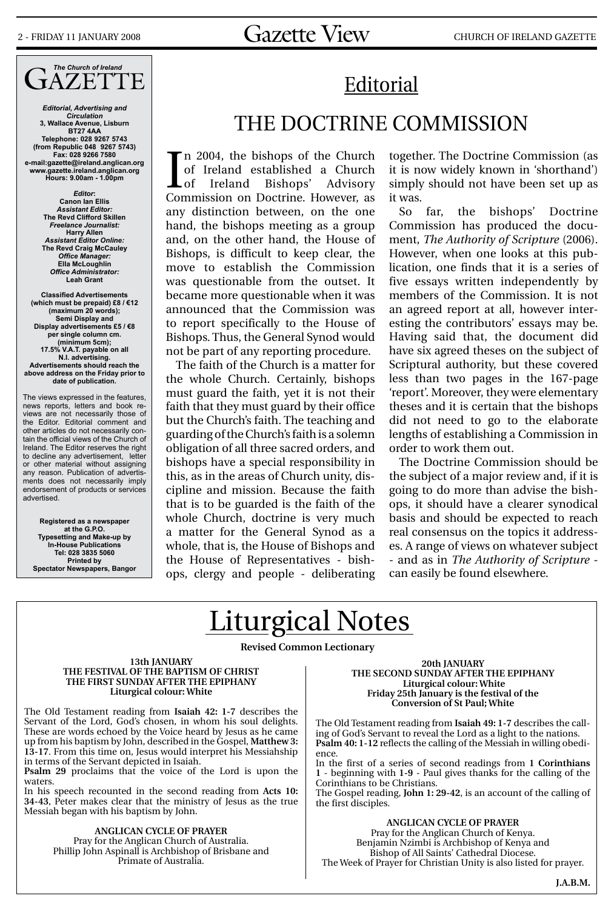## *The Church of Ireland* GAZETTE

***Editorial, Advertising and Circulation***
**3, Wallace Avenue, Lisburn BT27 4AA**
**Telephone: 028 9267 5743 (from Republic 048 9267 5743)**
**Fax: 028 9266 7580**
**e-mail:gazette@ireland.anglican.org**
**www.gazette.ireland.anglican.org**
**Hours: 9.00am - 1.00pm**

***Editor:***
**Canon Ian Ellis**
***Assistant Editor:***
**The Revd Clifford Skillen**
***Freelance Journalist:***
**Harry Allen**
***Assistant Editor Online:***
**The Revd Craig McCauley**
***Office Manager:***
**Ella McLoughlin**
***Office Administrator:***
**Leah Grant**

**Classified Advertisements (which must be prepaid) £8 / €12 (maximum 20 words); Semi Display and Display advertisements £5 / €8 per single column cm. (minimum 5cm); 17.5% V.A.T. payable on all N.I. advertising. Advertisements should reach the above address on the Friday prior to date of publication.**

The views expressed in the features, news reports, letters and book reviews are not necessarily those of the Editor. Editorial comment and other articles do not necessarily contain the official views of the Church of Ireland. The Editor reserves the right to decline any advertisement, letter or other material without assigning any reason. Publication of advertisments does not necessarily imply endorsement of products or services advertised.

**Registered as a newspaper at the G.P.O.**
**Typesetting and Make-up by In-House Publications**
**Tel: 028 3835 5060**
**Printed by Spectator Newspapers, Bangor**

# Editorial

## THE DOCTRINE COMMISSION

In 2004, the bishops of the Church of Ireland established a Church of Ireland Bishops' Advisory Commission on Doctrine. However, as any distinction between, on the one hand, the bishops meeting as a group and, on the other hand, the House of Bishops, is difficult to keep clear, the move to establish the Commission was questionable from the outset. It became more questionable when it was announced that the Commission was to report specifically to the House of Bishops. Thus, the General Synod would not be part of any reporting procedure.

The faith of the Church is a matter for the whole Church. Certainly, bishops must guard the faith, yet it is not their faith that they must guard by their office but the Church's faith. The teaching and guarding of the Church's faith is a solemn obligation of all three sacred orders, and bishops have a special responsibility in this, as in the areas of Church unity, discipline and mission. Because the faith that is to be guarded is the faith of the whole Church, doctrine is very much a matter for the General Synod as a whole, that is, the House of Bishops and the House of Representatives - bishops, clergy and people - deliberating together. The Doctrine Commission (as it is now widely known in 'shorthand') simply should not have been set up as it was.

So far, the bishops' Doctrine Commission has produced the document, *The Authority of Scripture* (2006). However, when one looks at this publication, one finds that it is a series of five essays written independently by members of the Commission. It is not an agreed report at all, however interesting the contributors' essays may be. Having said that, the document did have six agreed theses on the subject of Scriptural authority, but these covered less than two pages in the 167-page 'report'. Moreover, they were elementary theses and it is certain that the bishops did not need to go to the elaborate lengths of establishing a Commission in order to work them out.

The Doctrine Commission should be the subject of a major review and, if it is going to do more than advise the bishops, it should have a clearer synodical basis and should be expected to reach real consensus on the topics it addresses. A range of views on whatever subject - and as in *The Authority of Scripture* - can easily be found elsewhere.

# Liturgical Notes

**Revised Common Lectionary**

**13th JANUARY**
**THE FESTIVAL OF THE BAPTISM OF CHRIST**
**THE FIRST SUNDAY AFTER THE EPIPHANY**
**Liturgical colour: White**

The Old Testament reading from **Isaiah 42: 1-7** describes the Servant of the Lord, God's chosen, in whom his soul delights. These are words echoed by the Voice heard by Jesus as he came up from his baptism by John, described in the Gospel, **Matthew 3: 13-17**. From this time on, Jesus would interpret his Messiahship in terms of the Servant depicted in Isaiah.

**Psalm 29** proclaims that the voice of the Lord is upon the waters.

In his speech recounted in the second reading from **Acts 10: 34-43**, Peter makes clear that the ministry of Jesus as the true Messiah began with his baptism by John.

**ANGLICAN CYCLE OF PRAYER**
Pray for the Anglican Church of Australia.
Phillip John Aspinall is Archbishop of Brisbane and Primate of Australia.

**20th JANUARY**
**THE SECOND SUNDAY AFTER THE EPIPHANY**
**Liturgical colour: White**
**Friday 25th January is the festival of the Conversion of St Paul; White**

The Old Testament reading from **Isaiah 49: 1-7** describes the calling of God's Servant to reveal the Lord as a light to the nations.

**Psalm 40: 1-12** reflects the calling of the Messiah in willing obedience.

In the first of a series of second readings from **1 Corinthians 1** - beginning with **1-9** - Paul gives thanks for the calling of the Corinthians to be Christians.

The Gospel reading, **John 1: 29-42**, is an account of the calling of the first disciples.

**ANGLICAN CYCLE OF PRAYER**
Pray for the Anglican Church of Kenya.
Benjamin Nzimbi is Archbishop of Kenya and Bishop of All Saints' Cathedral Diocese.
The Week of Prayer for Christian Unity is also listed for prayer.

**J.A.B.M.**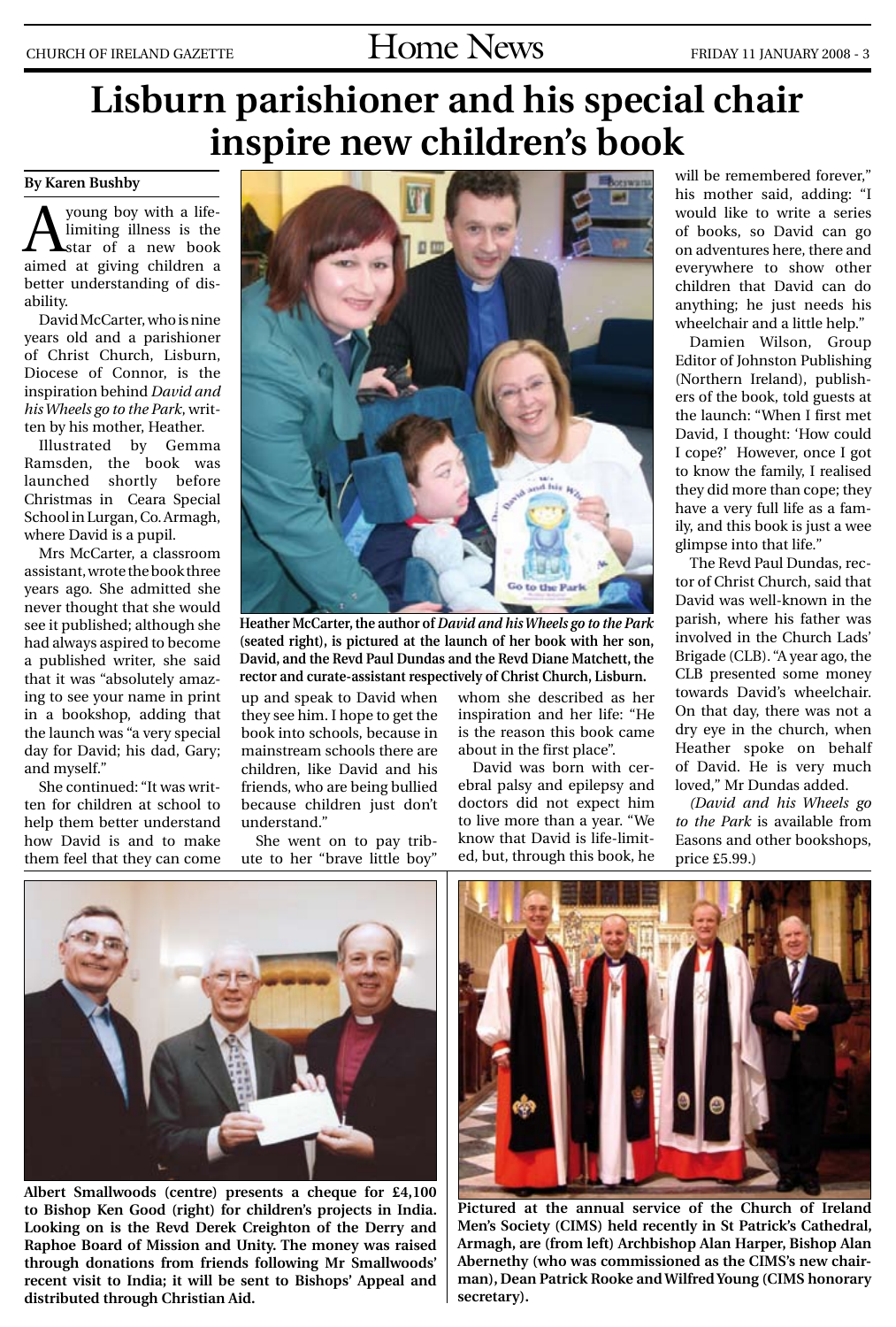# Lisburn parishioner and his special chair inspire new children's book

**By Karen Bushby**

A young boy with a life-limiting illness is the star of a new book aimed at giving children a better understanding of disability.

David McCarter, who is nine years old and a parishioner of Christ Church, Lisburn, Diocese of Connor, is the inspiration behind *David and his Wheels go to the Park*, written by his mother, Heather.

Illustrated by Gemma Ramsden, the book was launched shortly before Christmas in Ceara Special School in Lurgan, Co. Armagh, where David is a pupil.

Mrs McCarter, a classroom assistant, wrote the book three years ago. She admitted she never thought that she would see it published; although she had always aspired to become a published writer, she said that it was "absolutely amazing to see your name in print in a bookshop, adding that the launch was "a very special day for David; his dad, Gary; and myself."

She continued: "It was written for children at school to help them better understand how David is and to make them feel that they can come up and speak to David when they see him. I hope to get the book into schools, because in mainstream schools there are children, like David and his friends, who are being bullied because children just don't understand."

She went on to pay tribute to her "brave little boy" whom she described as her inspiration and her life: "He is the reason this book came about in the first place".

David was born with cerebral palsy and epilepsy and doctors did not expect him to live more than a year. "We know that David is life-limited, but, through this book, he will be remembered forever," his mother said, adding: "I would like to write a series of books, so David can go on adventures here, there and everywhere to show other children that David can do anything; he just needs his wheelchair and a little help."

Damien Wilson, Group Editor of Johnston Publishing (Northern Ireland), publishers of the book, told guests at the launch: "When I first met David, I thought: 'How could I cope?' However, once I got to know the family, I realised they did more than cope; they have a very full life as a family, and this book is just a wee glimpse into that life."

The Revd Paul Dundas, rector of Christ Church, said that David was well-known in the parish, where his father was involved in the Church Lads' Brigade (CLB). "A year ago, the CLB presented some money towards David's wheelchair. On that day, there was not a dry eye in the church, when Heather spoke on behalf of David. He is very much loved," Mr Dundas added.

*(David and his Wheels go to the Park is available from Easons and other bookshops, price £5.99.)*

**Heather McCarter, the author of *David and his Wheels go to the Park* (seated right), is pictured at the launch of her book with her son, David, and the Revd Paul Dundas and the Revd Diane Matchett, the rector and curate-assistant respectively of Christ Church, Lisburn.**

**Albert Smallwoods (centre) presents a cheque for £4,100 to Bishop Ken Good (right) for children's projects in India. Looking on is the Revd Derek Creighton of the Derry and Raphoe Board of Mission and Unity. The money was raised through donations from friends following Mr Smallwoods' recent visit to India; it will be sent to Bishops' Appeal and distributed through Christian Aid.**

**Pictured at the annual service of the Church of Ireland Men's Society (CIMS) held recently in St Patrick's Cathedral, Armagh, are (from left) Archbishop Alan Harper, Bishop Alan Abernethy (who was commissioned as the CIMS's new chairman), Dean Patrick Rooke and Wilfred Young (CIMS honorary secretary).**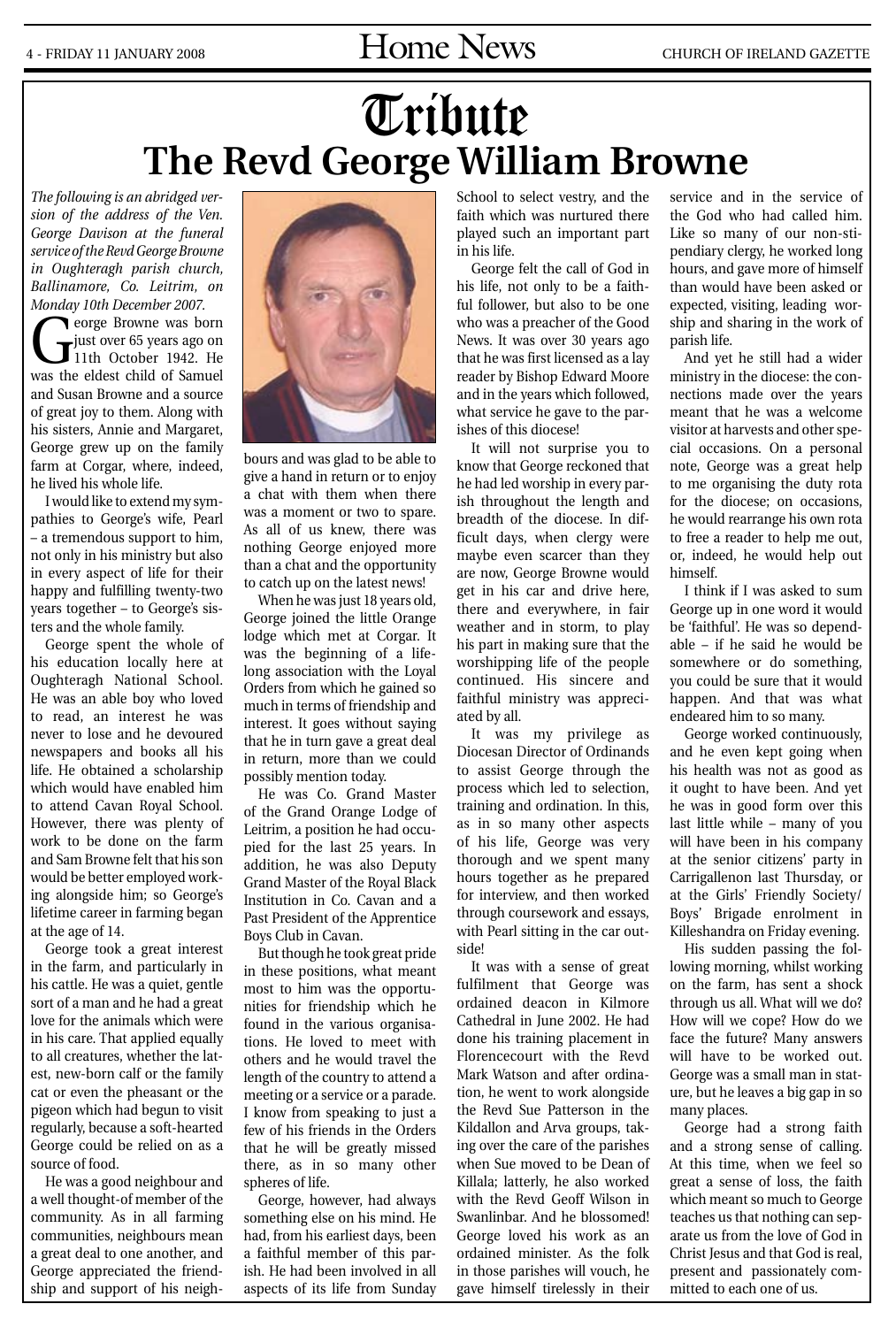# Tribute

## The Revd George William Browne

*The following is an abridged version of the address of the Ven. George Davison at the funeral service of the Revd George Browne in Oughteragh parish church, Ballinamore, Co. Leitrim, on Monday 10th December 2007.*

George Browne was born just over 65 years ago on 11th October 1942. He was the eldest child of Samuel and Susan Browne and a source of great joy to them. Along with his sisters, Annie and Margaret, George grew up on the family farm at Corgar, where, indeed, he lived his whole life.

I would like to extend my sympathies to George's wife, Pearl – a tremendous support to him, not only in his ministry but also in every aspect of life for their happy and fulfilling twenty-two years together – to George's sisters and the whole family.

George spent the whole of his education locally here at Oughteragh National School. He was an able boy who loved to read, an interest he was never to lose and he devoured newspapers and books all his life. He obtained a scholarship which would have enabled him to attend Cavan Royal School. However, there was plenty of work to be done on the farm and Sam Browne felt that his son would be better employed working alongside him; so George's lifetime career in farming began at the age of 14.

George took a great interest in the farm, and particularly in his cattle. He was a quiet, gentle sort of a man and he had a great love for the animals which were in his care. That applied equally to all creatures, whether the latest, new-born calf or the family cat or even the pheasant or the pigeon which had begun to visit regularly, because a soft-hearted George could be relied on as a source of food.

He was a good neighbour and a well thought-of member of the community. As in all farming communities, neighbours mean a great deal to one another, and George appreciated the friendship and support of his neighbours and was glad to be able to give a hand in return or to enjoy a chat with them when there was a moment or two to spare. As all of us knew, there was nothing George enjoyed more than a chat and the opportunity to catch up on the latest news!

When he was just 18 years old, George joined the little Orange lodge which met at Corgar. It was the beginning of a lifelong association with the Loyal Orders from which he gained so much in terms of friendship and interest. It goes without saying that he in turn gave a great deal in return, more than we could possibly mention today.

He was Co. Grand Master of the Grand Orange Lodge of Leitrim, a position he had occupied for the last 25 years. In addition, he was also Deputy Grand Master of the Royal Black Institution in Co. Cavan and a Past President of the Apprentice Boys Club in Cavan.

But though he took great pride in these positions, what meant most to him was the opportunities for friendship which he found in the various organisations. He loved to meet with others and he would travel the length of the country to attend a meeting or a service or a parade. I know from speaking to just a few of his friends in the Orders that he will be greatly missed there, as in so many other spheres of life.

George, however, had always something else on his mind. He had, from his earliest days, been a faithful member of this parish. He had been involved in all aspects of its life from Sunday School to select vestry, and the faith which was nurtured there played such an important part in his life.

George felt the call of God in his life, not only to be a faithful follower, but also to be one who was a preacher of the Good News. It was over 30 years ago that he was first licensed as a lay reader by Bishop Edward Moore and in the years which followed, what service he gave to the parishes of this diocese!

It will not surprise you to know that George reckoned that he had led worship in every parish throughout the length and breadth of the diocese. In difficult days, when clergy were maybe even scarcer than they are now, George Browne would get in his car and drive here, there and everywhere, in fair weather and in storm, to play his part in making sure that the worshipping life of the people continued. His sincere and faithful ministry was appreciated by all.

It was my privilege as Diocesan Director of Ordinands to assist George through the process which led to selection, training and ordination. In this, as in so many other aspects of his life, George was very thorough and we spent many hours together as he prepared for interview, and then worked through coursework and essays, with Pearl sitting in the car outside!

It was with a sense of great fulfilment that George was ordained deacon in Kilmore Cathedral in June 2002. He had done his training placement in Florencecourt with the Revd Mark Watson and after ordination, he went to work alongside the Revd Sue Patterson in the Kildallon and Arva groups, taking over the care of the parishes when Sue moved to be Dean of Killala; latterly, he also worked with the Revd Geoff Wilson in Swanlinbar. And he blossomed! George loved his work as an ordained minister. As the folk in those parishes will vouch, he gave himself tirelessly in their service and in the service of the God who had called him. Like so many of our non-stipendiary clergy, he worked long hours, and gave more of himself than would have been asked or expected, visiting, leading worship and sharing in the work of parish life.

And yet he still had a wider ministry in the diocese: the connections made over the years meant that he was a welcome visitor at harvests and other special occasions. On a personal note, George was a great help to me organising the duty rota for the diocese; on occasions, he would rearrange his own rota to free a reader to help me out, or, indeed, he would help out himself.

I think if I was asked to sum George up in one word it would be 'faithful'. He was so dependable – if he said he would be somewhere or do something, you could be sure that it would happen. And that was what endeared him to so many.

George worked continuously, and he even kept going when his health was not as good as it ought to have been. And yet he was in good form over this last little while – many of you will have been in his company at the senior citizens' party in Carrigallenon last Thursday, or at the Girls' Friendly Society/ Boys' Brigade enrolment in Killeshandra on Friday evening.

His sudden passing the following morning, whilst working on the farm, has sent a shock through us all. What will we do? How will we cope? How do we face the future? Many answers will have to be worked out. George was a small man in stature, but he leaves a big gap in so many places.

George had a strong faith and a strong sense of calling. At this time, when we feel so great a sense of loss, the faith which meant so much to George teaches us that nothing can separate us from the love of God in Christ Jesus and that God is real, present and passionately committed to each one of us.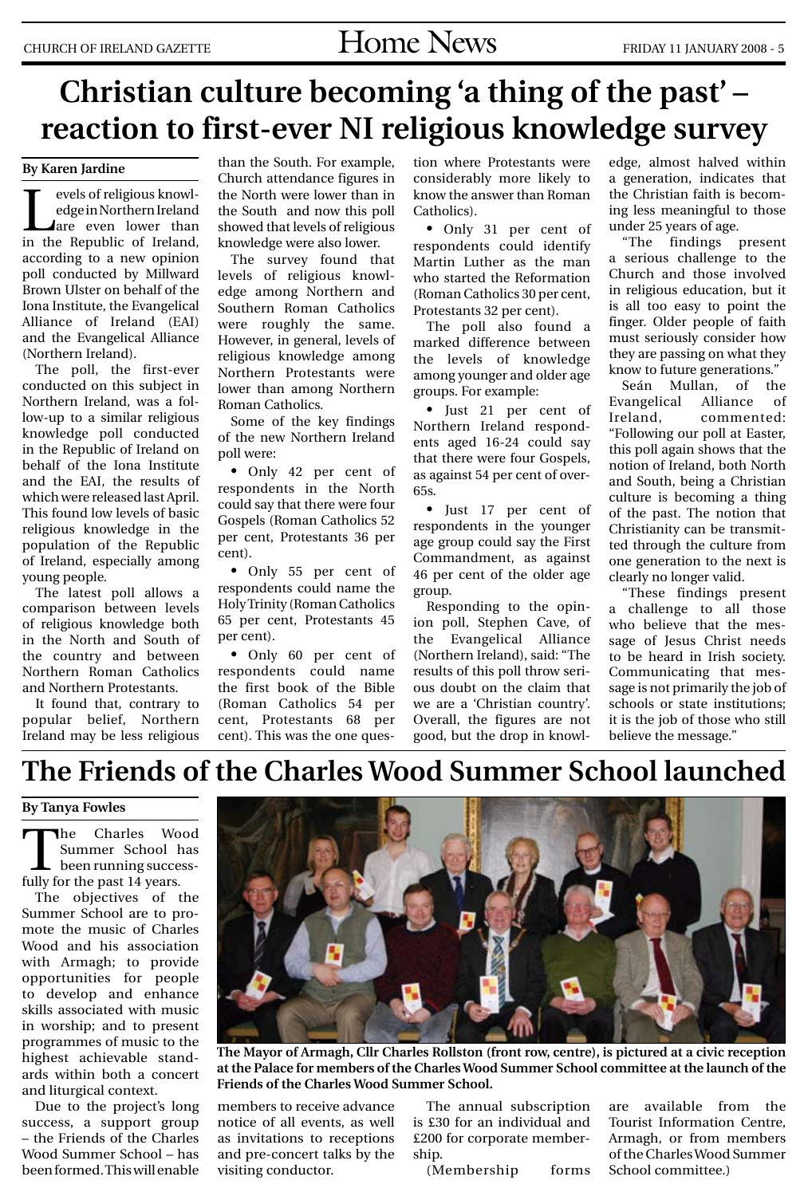# Christian culture becoming 'a thing of the past' – reaction to first-ever NI religious knowledge survey

**By Karen Jardine**

Levels of religious knowledge in Northern Ireland are even lower than in the Republic of Ireland, according to a new opinion poll conducted by Millward Brown Ulster on behalf of the Iona Institute, the Evangelical Alliance of Ireland (EAI) and the Evangelical Alliance (Northern Ireland).

The poll, the first-ever conducted on this subject in Northern Ireland, was a follow-up to a similar religious knowledge poll conducted in the Republic of Ireland on behalf of the Iona Institute and the EAI, the results of which were released last April. This found low levels of basic religious knowledge in the population of the Republic of Ireland, especially among young people.

The latest poll allows a comparison between levels of religious knowledge both in the North and South of the country and between Northern Roman Catholics and Northern Protestants.

It found that, contrary to popular belief, Northern Ireland may be less religious than the South. For example, Church attendance figures in the North were lower than in the South and now this poll showed that levels of religious knowledge were also lower.

The survey found that levels of religious knowledge among Northern and Southern Roman Catholics were roughly the same. However, in general, levels of religious knowledge among Northern Protestants were lower than among Northern Roman Catholics.

Some of the key findings of the new Northern Ireland poll were:

- Only 42 per cent of respondents in the North could say that there were four Gospels (Roman Catholics 52 per cent, Protestants 36 per cent).
- Only 55 per cent of respondents could name the Holy Trinity (Roman Catholics 65 per cent, Protestants 45 per cent).
- Only 60 per cent of respondents could name the first book of the Bible (Roman Catholics 54 per cent, Protestants 68 per cent). This was the one question where Protestants were considerably more likely to know the answer than Roman Catholics).
- Only 31 per cent of respondents could identify Martin Luther as the man who started the Reformation (Roman Catholics 30 per cent, Protestants 32 per cent).

The poll also found a marked difference between the levels of knowledge among younger and older age groups. For example:

- Just 21 per cent of Northern Ireland respondents aged 16-24 could say that there were four Gospels, as against 54 per cent of over-65s.
- Just 17 per cent of respondents in the younger age group could say the First Commandment, as against 46 per cent of the older age group.

Responding to the opinion poll, Stephen Cave, of the Evangelical Alliance (Northern Ireland), said: "The results of this poll throw serious doubt on the claim that we are a 'Christian country'. Overall, the figures are not good, but the drop in knowledge, almost halved within a generation, indicates that the Christian faith is becoming less meaningful to those under 25 years of age.

"The findings present a serious challenge to the Church and those involved in religious education, but it is all too easy to point the finger. Older people of faith must seriously consider how they are passing on what they know to future generations."

Seán Mullan, of the Evangelical Alliance of Ireland, commented: "Following our poll at Easter, this poll again shows that the notion of Ireland, both North and South, being a Christian culture is becoming a thing of the past. The notion that Christianity can be transmitted through the culture from one generation to the next is clearly no longer valid.

"These findings present a challenge to all those who believe that the message of Jesus Christ needs to be heard in Irish society. Communicating that message is not primarily the job of schools or state institutions; it is the job of those who still believe the message."

# The Friends of the Charles Wood Summer School launched

**By Tanya Fowles**

The Charles Wood Summer School has been running successfully for the past 14 years.

The objectives of the Summer School are to promote the music of Charles Wood and his association with Armagh; to provide opportunities for people to develop and enhance skills associated with music in worship; and to present programmes of music to the highest achievable standards within both a concert and liturgical context.

Due to the project's long success, a support group – the Friends of the Charles Wood Summer School – has been formed. This will enable members to receive advance notice of all events, as well as invitations to receptions and pre-concert talks by the visiting conductor.

**The Mayor of Armagh, Cllr Charles Rollston (front row, centre), is pictured at a civic reception at the Palace for members of the Charles Wood Summer School committee at the launch of the Friends of the Charles Wood Summer School.**

The annual subscription is £30 for an individual and £200 for corporate membership.

(Membership forms are available from the Tourist Information Centre, Armagh, or from members of the Charles Wood Summer School committee.)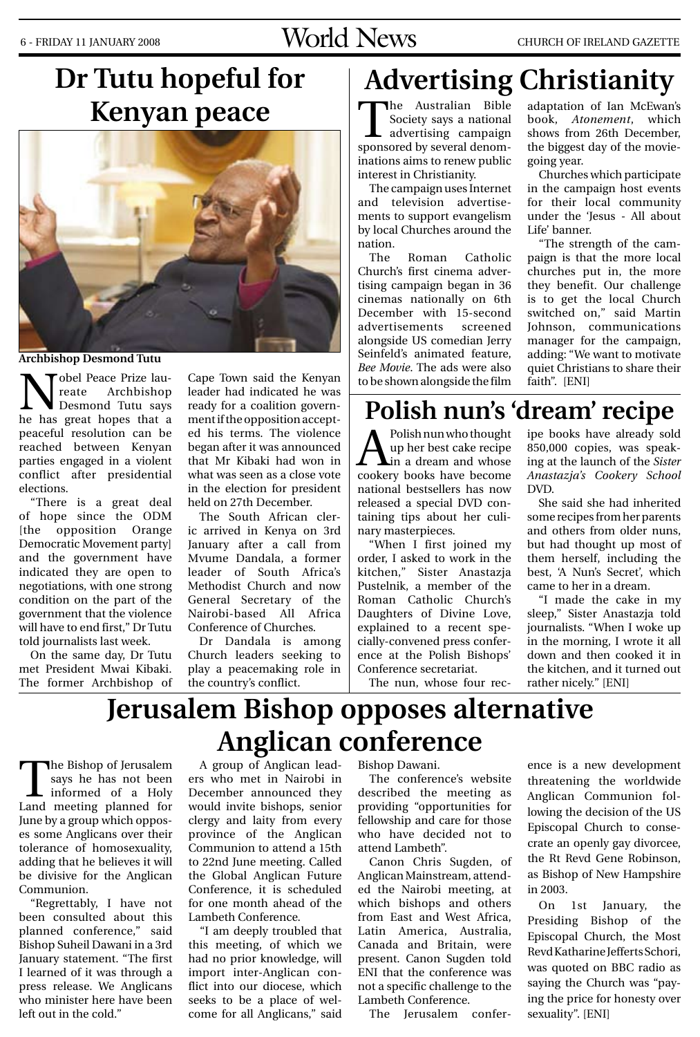# Dr Tutu hopeful for Kenyan peace

**Archbishop Desmond Tutu**

Nobel Peace Prize laureate Archbishop Desmond Tutu says he has great hopes that a peaceful resolution can be reached between Kenyan parties engaged in a violent conflict after presidential elections.

"There is a great deal of hope since the ODM [the opposition Orange Democratic Movement party] and the government have indicated they are open to negotiations, with one strong condition on the part of the government that the violence will have to end first," Dr Tutu told journalists last week.

On the same day, Dr Tutu met President Mwai Kibaki. The former Archbishop of Cape Town said the Kenyan leader had indicated he was ready for a coalition government if the opposition accepted his terms. The violence began after it was announced that Mr Kibaki had won in what was seen as a close vote in the election for president held on 27th December.

The South African cleric arrived in Kenya on 3rd January after a call from Mvume Dandala, a former leader of South Africa's Methodist Church and now General Secretary of the Nairobi-based All Africa Conference of Churches.

Dr Dandala is among Church leaders seeking to play a peacemaking role in the country's conflict.

# Advertising Christianity

The Australian Bible Society says a national advertising campaign sponsored by several denominations aims to renew public interest in Christianity.

The campaign uses Internet and television advertisements to support evangelism by local Churches around the nation.

The Roman Catholic Church's first cinema advertising campaign began in 36 cinemas nationally on 6th December with 15-second advertisements screened alongside US comedian Jerry Seinfeld's animated feature, *Bee Movie*. The ads were also to be shown alongside the film adaptation of Ian McEwan's book, *Atonement*, which shows from 26th December, the biggest day of the movie-going year.

Churches which participate in the campaign host events for their local community under the 'Jesus - All about Life' banner.

"The strength of the campaign is that the more local churches put in, the more they benefit. Our challenge is to get the local Church switched on," said Martin Johnson, communications manager for the campaign, adding: "We want to motivate quiet Christians to share their faith". [ENI]

# Polish nun's 'dream' recipe

A Polish nun who thought up her best cake recipe in a dream and whose cookery books have become national bestsellers has now released a special DVD containing tips about her culinary masterpieces.

"When I first joined my order, I asked to work in the kitchen," Sister Anastazja Pustelnik, a member of the Roman Catholic Church's Daughters of Divine Love, explained to a recent specially-convened press conference at the Polish Bishops' Conference secretariat.

The nun, whose four recipe books have already sold 850,000 copies, was speaking at the launch of the *Sister Anastazja's Cookery School* DVD.

She said she had inherited some recipes from her parents and others from older nuns, but had thought up most of them herself, including the best, 'A Nun's Secret', which came to her in a dream.

"I made the cake in my sleep," Sister Anastazja told journalists. "When I woke up in the morning, I wrote it all down and then cooked it in the kitchen, and it turned out rather nicely." [ENI]

# Jerusalem Bishop opposes alternative Anglican conference

The Bishop of Jerusalem says he has not been informed of a Holy Land meeting planned for June by a group which opposes some Anglicans over their tolerance of homosexuality, adding that he believes it will be divisive for the Anglican Communion.

"Regrettably, I have not been consulted about this planned conference," said Bishop Suheil Dawani in a 3rd January statement. "The first I learned of it was through a press release. We Anglicans who minister here have been left out in the cold."

A group of Anglican leaders who met in Nairobi in December announced they would invite bishops, senior clergy and laity from every province of the Anglican Communion to attend a 15th to 22nd June meeting. Called the Global Anglican Future Conference, it is scheduled for one month ahead of the Lambeth Conference.

"I am deeply troubled that this meeting, of which we had no prior knowledge, will import inter-Anglican conflict into our diocese, which seeks to be a place of welcome for all Anglicans," said Bishop Dawani.

The conference's website described the meeting as providing "opportunities for fellowship and care for those who have decided not to attend Lambeth".

Canon Chris Sugden, of Anglican Mainstream, attended the Nairobi meeting, at which bishops and others from East and West Africa, Latin America, Australia, Canada and Britain, were present. Canon Sugden told ENI that the conference was not a specific challenge to the Lambeth Conference.

The Jerusalem conference is a new development threatening the worldwide Anglican Communion following the decision of the US Episcopal Church to consecrate an openly gay divorcee, the Rt Revd Gene Robinson, as Bishop of New Hampshire in 2003.

On 1st January, the Presiding Bishop of the Episcopal Church, the Most Revd Katharine Jefferts Schori, was quoted on BBC radio as saying the Church was "paying the price for honesty over sexuality". [ENI]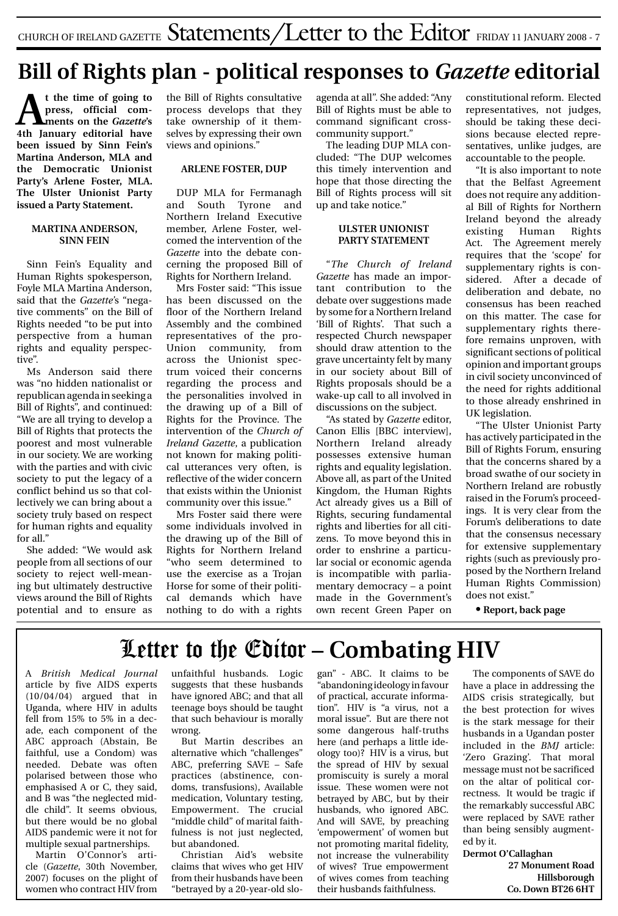# Bill of Rights plan - political responses to *Gazette* editorial

**At the time of going to press, official comments on the *Gazette*'s 4th January editorial have been issued by Sinn Fein's Martina Anderson, MLA and the Democratic Unionist Party's Arlene Foster, MLA. The Ulster Unionist Party issued a Party Statement.**

### MARTINA ANDERSON, SINN FEIN

Sinn Fein's Equality and Human Rights spokesperson, Foyle MLA Martina Anderson, said that the *Gazette*'s "negative comments" on the Bill of Rights needed "to be put into perspective from a human rights and equality perspective".

Ms Anderson said there was "no hidden nationalist or republican agenda in seeking a Bill of Rights", and continued: "We are all trying to develop a Bill of Rights that protects the poorest and most vulnerable in our society. We are working with the parties and with civic society to put the legacy of a conflict behind us so that collectively we can bring about a society truly based on respect for human rights and equality for all."

She added: "We would ask people from all sections of our society to reject well-meaning but ultimately destructive views around the Bill of Rights potential and to ensure as the Bill of Rights consultative process develops that they take ownership of it themselves by expressing their own views and opinions."

### ARLENE FOSTER, DUP

DUP MLA for Fermanagh and South Tyrone and Northern Ireland Executive member, Arlene Foster, welcomed the intervention of the *Gazette* into the debate concerning the proposed Bill of Rights for Northern Ireland.

Mrs Foster said: "This issue has been discussed on the floor of the Northern Ireland Assembly and the combined representatives of the pro-Union community, from across the Unionist spectrum voiced their concerns regarding the process and the personalities involved in the drawing up of a Bill of Rights for the Province. The intervention of the *Church of Ireland Gazette*, a publication not known for making political utterances very often, is reflective of the wider concern that exists within the Unionist community over this issue."

Mrs Foster said there were some individuals involved in the drawing up of the Bill of Rights for Northern Ireland "who seem determined to use the exercise as a Trojan Horse for some of their political demands which have nothing to do with a rights agenda at all". She added: "Any Bill of Rights must be able to command significant cross-community support."

The leading DUP MLA concluded: "The DUP welcomes this timely intervention and hope that those directing the Bill of Rights process will sit up and take notice."

### ULSTER UNIONIST PARTY STATEMENT

"*The Church of Ireland Gazette* has made an important contribution to the debate over suggestions made by some for a Northern Ireland 'Bill of Rights'. That such a respected Church newspaper should draw attention to the grave uncertainty felt by many in our society about Bill of Rights proposals should be a wake-up call to all involved in discussions on the subject.

"As stated by *Gazette* editor, Canon Ellis [BBC interview], Northern Ireland already possesses extensive human rights and equality legislation. Above all, as part of the United Kingdom, the Human Rights Act already gives us a Bill of Rights, securing fundamental rights and liberties for all citizens. To move beyond this in order to enshrine a particular social or economic agenda is incompatible with parliamentary democracy – a point made in the Government's own recent Green Paper on constitutional reform. Elected representatives, not judges, should be taking these decisions because elected representatives, unlike judges, are accountable to the people.

"It is also important to note that the Belfast Agreement does not require any additional Bill of Rights for Northern Ireland beyond the already existing Human Rights Act. The Agreement merely requires that the 'scope' for supplementary rights is considered. After a decade of deliberation and debate, no consensus has been reached on this matter. The case for supplementary rights therefore remains unproven, with significant sections of political opinion and important groups in civil society unconvinced of the need for rights additional to those already enshrined in UK legislation.

"The Ulster Unionist Party has actively participated in the Bill of Rights Forum, ensuring that the concerns shared by a broad swathe of our society in Northern Ireland are robustly raised in the Forum's proceedings. It is very clear from the Forum's deliberations to date that the consensus necessary for extensive supplementary rights (such as previously proposed by the Northern Ireland Human Rights Commission) does not exist."

• **Report, back page**

# Letter to the Editor – Combating HIV

A *British Medical Journal* article by five AIDS experts (10/04/04) argued that in Uganda, where HIV in adults fell from 15% to 5% in a decade, each component of the ABC approach (Abstain, Be faithful, use a Condom) was needed. Debate was often polarised between those who emphasised A or C, they said, and B was "the neglected middle child". It seems obvious, but there would be no global AIDS pandemic were it not for multiple sexual partnerships.

Martin O'Connor's article (*Gazette*, 30th November, 2007) focuses on the plight of women who contract HIV from unfaithful husbands. Logic suggests that these husbands have ignored ABC; and that all teenage boys should be taught that such behaviour is morally wrong.

But Martin describes an alternative which "challenges" ABC, preferring SAVE – Safe practices (abstinence, condoms, transfusions), Available medication, Voluntary testing, Empowerment. The crucial "middle child" of marital faithfulness is not just neglected, but abandoned.

Christian Aid's website claims that wives who get HIV from their husbands have been "betrayed by a 20-year-old slogan" - ABC. It claims to be "abandoning ideology in favour of practical, accurate information". HIV is "a virus, not a moral issue". But are there not some dangerous half-truths here (and perhaps a little ideology too)? HIV is a virus, but the spread of HIV by sexual promiscuity is surely a moral issue. These women were not betrayed by ABC, but by their husbands, who ignored ABC. And will SAVE, by preaching 'empowerment' of women but not promoting marital fidelity, not increase the vulnerability of wives? True empowerment of wives comes from teaching their husbands faithfulness.

The components of SAVE do have a place in addressing the AIDS crisis strategically, but the best protection for wives is the stark message for their husbands in a Ugandan poster included in the *BMJ* article: 'Zero Grazing'. That moral message must not be sacrificed on the altar of political correctness. It would be tragic if the remarkably successful ABC were replaced by SAVE rather than being sensibly augmented by it.

**Dermot O'Callaghan**
**27 Monument Road**
**Hillsborough**
**Co. Down BT26 6HT**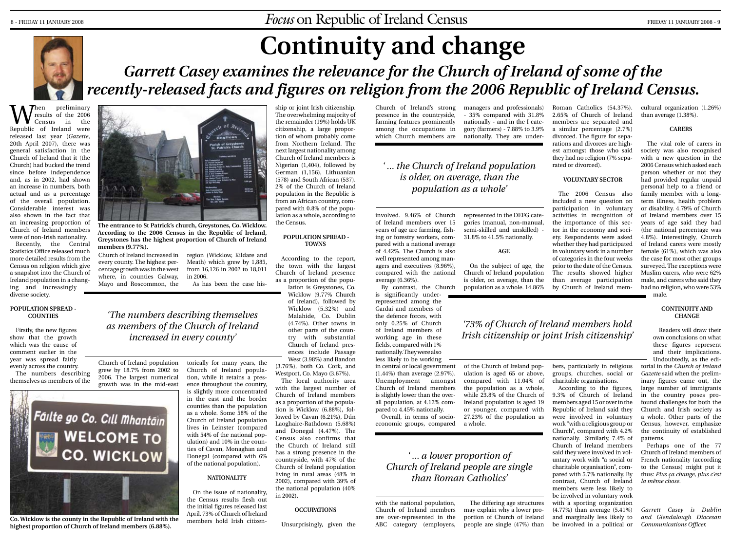# Continuity and change

## *Garrett Casey examines the relevance for the Church of Ireland of some of the recently-released facts and figures on religion from the 2006 Republic of Ireland Census.*

When preliminary results of the 2006 Census in the Republic of Ireland were released last year (*Gazette*, 20th April 2007), there was general satisfaction in the Church of Ireland that it (the Church) had bucked the trend since before independence and, as in 2002, had shown an increase in numbers, both actual and as a percentage of the overall population. Considerable interest was also shown in the fact that an increasing proportion of Church of Ireland members were of non-Irish nationality.

Recently, the Central Statistics Office released much more detailed results from the Census on religion which give a snapshot into the Church of Ireland population in a changing and increasingly diverse society.

**The entrance to St Patrick's church, Greystones, Co. Wicklow. According to the 2006 Census in the Republic of Ireland, Greystones has the highest proportion of Church of Ireland members (9.77%).**

### POPULATION SPREAD - COUNTIES

Firstly, the new figures show that the growth which was the cause of comment earlier in the year was spread fairly evenly across the country.

The numbers describing themselves as members of the Church of Ireland population grew by 18.7% from 2002 to 2006. The largest numerical growth was in the mid-east region (Wicklow, Kildare and Meath) which grew by 1,885, from 16,126 in 2002 to 18,011 in 2006.

*'The numbers describing themselves as members of the Church of Ireland increased in every county'*

Church of Ireland increased in every county. The highest percentage growth was in the west where, in counties Galway, Mayo and Roscommon, the

As has been the case historically for many years, the Church of Ireland population, while it retains a presence throughout the country, is slightly more concentrated in the east and the border counties than the population as a whole. Some 58% of the Church of Ireland population lives in Leinster (compared with 54% of the national population) and 10% in the counties of Cavan, Monaghan and Donegal (compared with 6% of the national population).

**Co. Wicklow is the county in the Republic of Ireland with the highest proportion of Church of Ireland members (6.88%).**

### NATIONALITY

On the issue of nationality, the Census results flesh out the initial figures released last April. 73% of Church of Ireland members hold Irish citizenship or joint Irish citizenship. The overwhelming majority of the remainder (19%) holds UK citizenship, a large proportion of whom probably come from Northern Ireland. The next largest nationality among Church of Ireland members is Nigerian (1,404), followed by German (1,156), Lithuanian (578) and South African (537). 2% of the Church of Ireland population in the Republic is from an African country, compared with 0.8% of the population as a whole, according to the Census.

### POPULATION SPREAD - TOWNS

According to the report, the town with the largest Church of Ireland presence as a proportion of the population is Greystones, Co. Wicklow (9.77% Church of Ireland), followed by Wicklow (5.32%) and Malahide, Co. Dublin (4.74%). Other towns in other parts of the country with substantial Church of Ireland presences include Passage West (3.98%) and Bandon (3.76%), both Co. Cork, and Westport, Co. Mayo (3.67%).

The local authority area with the largest number of Church of Ireland members as a proportion of the population is Wicklow (6.88%), followed by Cavan (6.21%), Dún Laoghaire-Rathdown (5.68%) and Donegal (4.47%). The Census also confirms that the Church of Ireland still has a strong presence in the countryside, with 47% of the Church of Ireland population living in rural areas (48% in 2002), compared with 39% of the national population (40% in 2002).

### OCCUPATIONS

Unsurprisingly, given the Church of Ireland's strong presence in the countryside, farming features prominently among the occupations in which Church members are involved. 9.46% of Church of Ireland members over 15 years of age are farming, fishing or forestry workers, compared with a national average of 4.42%. The Church is also well represented among managers and executives (8.96%), compared with the national average (6.36%).

*'... the Church of Ireland population is older, on average, than the population as a whole'*

By contrast, the Church is significantly under-represented among the Gardaí and members of the defence forces, with only 0.25% of Church of Ireland members of working age in these fields, compared with 1% nationally. They were also less likely to be working in central or local government (1.44%) than average (2.97%). Unemployment amongst Church of Ireland members is slightly lower than the overall population, at 4.12% compared to 4.45% nationally.

Overall, in terms of socio-economic groups, compared with the national population, Church of Ireland members are over-represented in the ABC category (employers, managers and professionals) - 35% compared with 31.8% nationally - and in the I category (farmers) - 7.88% to 3.9% nationally. They are under-represented in the DEFG categories (manual, non-manual, semi-skilled and unskilled) - 31.8% to 41.5% nationally.

### AGE

On the subject of age, the Church of Ireland population is older, on average, than the population as a whole. 14.86% of the Church of Ireland population is aged 65 or above, compared with 11.04% of the population as a whole, while 23.8% of the Church of Ireland population is aged 19 or younger, compared with 27.23% of the population as a whole.

*'73% of Church of Ireland members hold Irish citizenship or joint Irish citizenship'*

*'... a lower proportion of Church of Ireland people are single than Roman Catholics'*

The differing age structures may explain why a lower proportion of Church of Ireland people are single (47%) than Roman Catholics (54.37%). 2.65% of Church of Ireland members are separated and a similar percentage (2.7%) divorced. The figure for separations and divorces are highest amongst those who said they had no religion (7% separated or divorced).

### VOLUNTARY SECTOR

The 2006 Census also included a new question on participation in voluntary activities in recognition of the importance of this sector in the economy and society. Respondents were asked whether they had participated in voluntary work in a number of categories in the four weeks prior to the date of the Census. The results showed higher than average participation by Church of Ireland members, particularly in religious groups, churches, social or charitable organisations.

According to the figures, 9.3% of Church of Ireland members aged 15 or over in the Republic of Ireland said they were involved in voluntary work "with a religious group or Church", compared with 4.2% nationally. Similarly, 7.4% of Church of Ireland members said they were involved in voluntary work with "a social or charitable organisation", compared with 5.7% nationally. By contrast, Church of Ireland members were less likely to be involved in voluntary work with a sporting organisation (4.77%) than average (5.41%) and marginally less likely to be involved in a political or cultural organization (1.26%) than average (1.38%).

### CARERS

The vital role of carers in society was also recognised with a new question in the 2006 Census which asked each person whether or not they had provided regular unpaid personal help to a friend or family member with a long-term illness, health problem or disability. 4.79% of Church of Ireland members over 15 years of age said they had (the national percentage was 4.8%). Interestingly, Church of Ireland carers were mostly female (61%), which was also the case for most other groups surveyed. The exceptions were Muslim carers, who were 62% male, and carers who said they had no religion, who were 53% male.

### CONTINUITY AND CHANGE

Readers will draw their own conclusions on what these figures represent and their implications. Undoubtedly, as the editorial in the *Church of Ireland Gazette* said when the preliminary figures came out, the large number of immigrants in the country poses profound challenges for both the Church and Irish society as a whole. Other parts of the Census, however, emphasize the continuity of established patterns.

Perhaps one of the 77 Church of Ireland members of French nationality (according to the Census) might put it thus: *Plus ça change, plus c'est la même chose.*

*Garrett Casey is Dublin and Glendalough Diocesan Communications Officer.*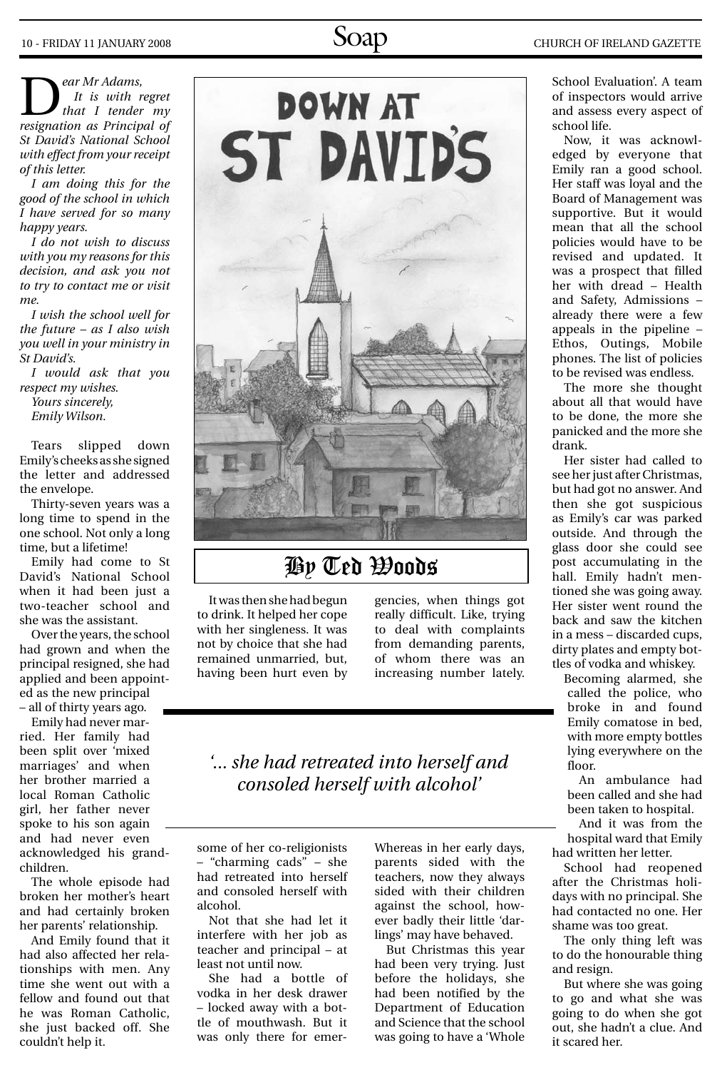# Down at St David's

## By Ted Woods

*Dear Mr Adams,*
*It is with regret that I tender my resignation as Principal of St David's National School with effect from your receipt of this letter.*

*I am doing this for the good of the school in which I have served for so many happy years.*

*I do not wish to discuss with you my reasons for this decision, and ask you not to try to contact me or visit me.*

*I wish the school well for the future – as I also wish you well in your ministry in St David's.*

*I would ask that you respect my wishes.*
*Yours sincerely,*
*Emily Wilson.*

Tears slipped down Emily's cheeks as she signed the letter and addressed the envelope.

Thirty-seven years was a long time to spend in the one school. Not only a long time, but a lifetime!

Emily had come to St David's National School when it had been just a two-teacher school and she was the assistant.

Over the years, the school had grown and when the principal resigned, she had applied and been appointed as the new principal – all of thirty years ago.

Emily had never married. Her family had been split over 'mixed marriages' and when her brother married a local Roman Catholic girl, her father never spoke to his son again and had never even acknowledged his grandchildren.

The whole episode had broken her mother's heart and had certainly broken her parents' relationship.

And Emily found that it had also affected her relationships with men. Any time she went out with a fellow and found out that he was Roman Catholic, she just backed off. She couldn't help it.

It was then she had begun to drink. It helped her cope with her singleness. It was not by choice that she had remained unmarried, but, having been hurt even by some of her co-religionists – "charming cads" – she had retreated into herself and consoled herself with alcohol.

*'... she had retreated into herself and consoled herself with alcohol'*

Not that she had let it interfere with her job as teacher and principal – at least not until now.

She had a bottle of vodka in her desk drawer – locked away with a bottle of mouthwash. But it was only there for emergencies, when things got really difficult. Like, trying to deal with complaints from demanding parents, of whom there was an increasing number lately. Whereas in her early days, parents sided with the teachers, now they always sided with their children against the school, however badly their little 'darlings' may have behaved.

But Christmas this year had been very trying. Just before the holidays, she had been notified by the Department of Education and Science that the school was going to have a 'Whole School Evaluation'. A team of inspectors would arrive and assess every aspect of school life.

Now, it was acknowledged by everyone that Emily ran a good school. Her staff was loyal and the Board of Management was supportive. But it would mean that all the school policies would have to be revised and updated. It was a prospect that filled her with dread – Health and Safety, Admissions – already there were a few appeals in the pipeline – Ethos, Outings, Mobile phones. The list of policies to be revised was endless.

The more she thought about all that would have to be done, the more she panicked and the more she drank.

Her sister had called to see her just after Christmas, but had got no answer. And then she got suspicious as Emily's car was parked outside. And through the glass door she could see post accumulating in the hall. Emily hadn't mentioned she was going away. Her sister went round the back and saw the kitchen in a mess – discarded cups, dirty plates and empty bottles of vodka and whiskey.

Becoming alarmed, she called the police, who broke in and found Emily comatose in bed, with more empty bottles lying everywhere on the floor.

An ambulance had been called and she had been taken to hospital.

And it was from the hospital ward that Emily had written her letter.

School had reopened after the Christmas holidays with no principal. She had contacted no one. Her shame was too great.

The only thing left was to do the honourable thing and resign.

But where she was going to go and what she was going to do when she got out, she hadn't a clue. And it scared her.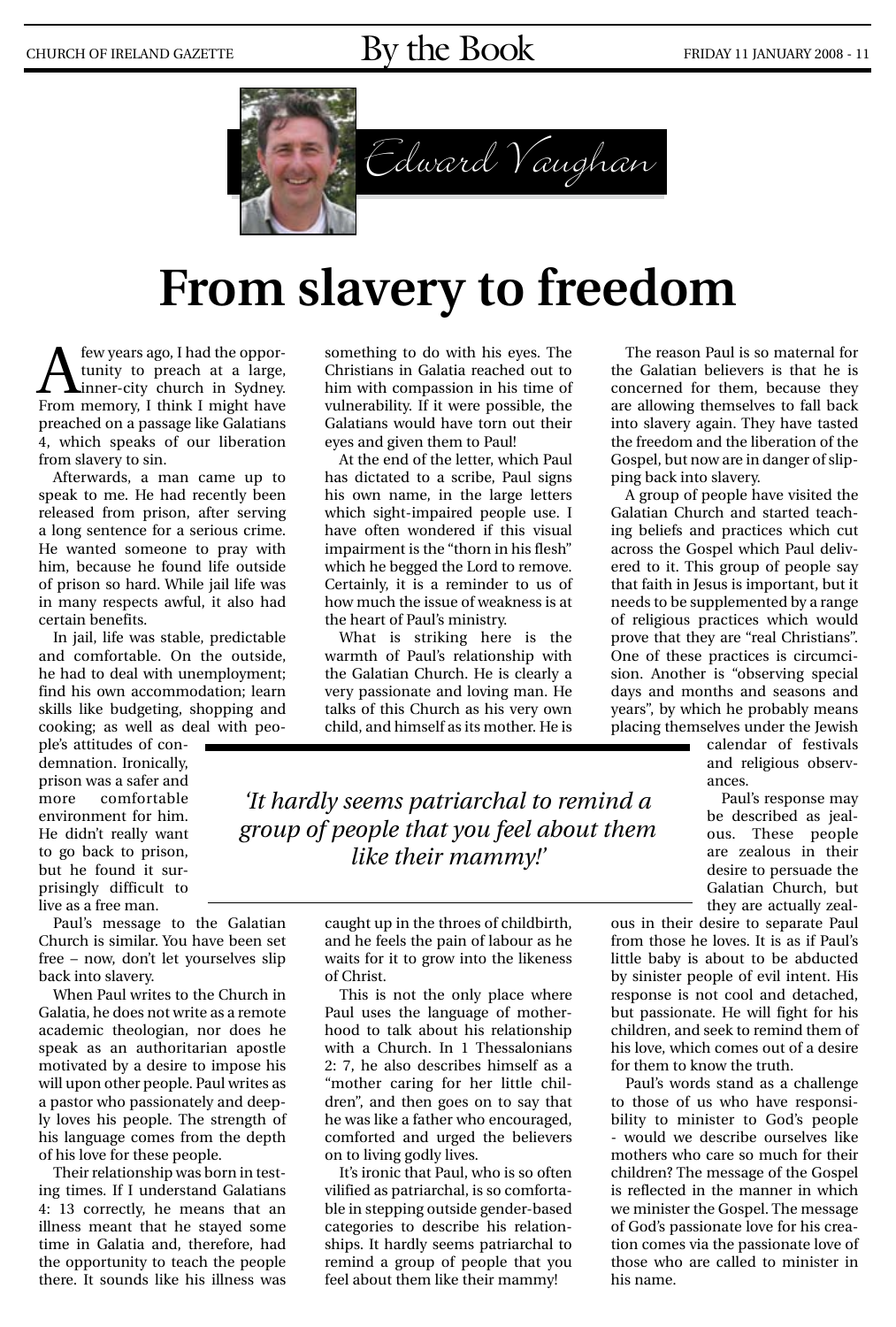Edward Vaughan

# From slavery to freedom

A few years ago, I had the opportunity to preach at a large, inner-city church in Sydney. From memory, I think I might have preached on a passage like Galatians 4, which speaks of our liberation from slavery to sin.

Afterwards, a man came up to speak to me. He had recently been released from prison, after serving a long sentence for a serious crime. He wanted someone to pray with him, because he found life outside of prison so hard. While jail life was in many respects awful, it also had certain benefits.

In jail, life was stable, predictable and comfortable. On the outside, he had to deal with unemployment; find his own accommodation; learn skills like budgeting, shopping and cooking; as well as deal with people's attitudes of condemnation. Ironically, prison was a safer and more comfortable environment for him. He didn't really want to go back to prison, but he found it surprisingly difficult to live as a free man.

Paul's message to the Galatian Church is similar. You have been set free – now, don't let yourselves slip back into slavery.

When Paul writes to the Church in Galatia, he does not write as a remote academic theologian, nor does he speak as an authoritarian apostle motivated by a desire to impose his will upon other people. Paul writes as a pastor who passionately and deeply loves his people. The strength of his language comes from the depth of his love for these people.

Their relationship was born in testing times. If I understand Galatians 4: 13 correctly, he means that an illness meant that he stayed some time in Galatia and, therefore, had the opportunity to teach the people there. It sounds like his illness was something to do with his eyes. The Christians in Galatia reached out to him with compassion in his time of vulnerability. If it were possible, the Galatians would have torn out their eyes and given them to Paul!

At the end of the letter, which Paul has dictated to a scribe, Paul signs his own name, in the large letters which sight-impaired people use. I have often wondered if this visual impairment is the "thorn in his flesh" which he begged the Lord to remove. Certainly, it is a reminder to us of how much the issue of weakness is at the heart of Paul's ministry.

What is striking here is the warmth of Paul's relationship with the Galatian Church. He is clearly a very passionate and loving man. He talks of this Church as his very own child, and himself as its mother. He is caught up in the throes of childbirth, and he feels the pain of labour as he waits for it to grow into the likeness of Christ.

This is not the only place where Paul uses the language of motherhood to talk about his relationship with a Church. In 1 Thessalonians 2: 7, he also describes himself as a "mother caring for her little children", and then goes on to say that he was like a father who encouraged, comforted and urged the believers on to living godly lives.

It's ironic that Paul, who is so often vilified as patriarchal, is so comfortable in stepping outside gender-based categories to describe his relationships. It hardly seems patriarchal to remind a group of people that you feel about them like their mammy!

*'It hardly seems patriarchal to remind a group of people that you feel about them like their mammy!'*

The reason Paul is so maternal for the Galatian believers is that he is concerned for them, because they are allowing themselves to fall back into slavery again. They have tasted the freedom and the liberation of the Gospel, but now are in danger of slipping back into slavery.

A group of people have visited the Galatian Church and started teaching beliefs and practices which cut across the Gospel which Paul delivered to it. This group of people say that faith in Jesus is important, but it needs to be supplemented by a range of religious practices which would prove that they are "real Christians". One of these practices is circumcision. Another is "observing special days and months and seasons and years", by which he probably means placing themselves under the Jewish calendar of festivals and religious observances.

Paul's response may be described as jealous. These people are zealous in their desire to persuade the Galatian Church, but they are actually zealous in their desire to separate Paul from those he loves. It is as if Paul's little baby is about to be abducted by sinister people of evil intent. His response is not cool and detached, but passionate. He will fight for his children, and seek to remind them of his love, which comes out of a desire for them to know the truth.

Paul's words stand as a challenge to those of us who have responsibility to minister to God's people - would we describe ourselves like mothers who care so much for their children? The message of the Gospel is reflected in the manner in which we minister the Gospel. The message of God's passionate love for his creation comes via the passionate love of those who are called to minister in his name.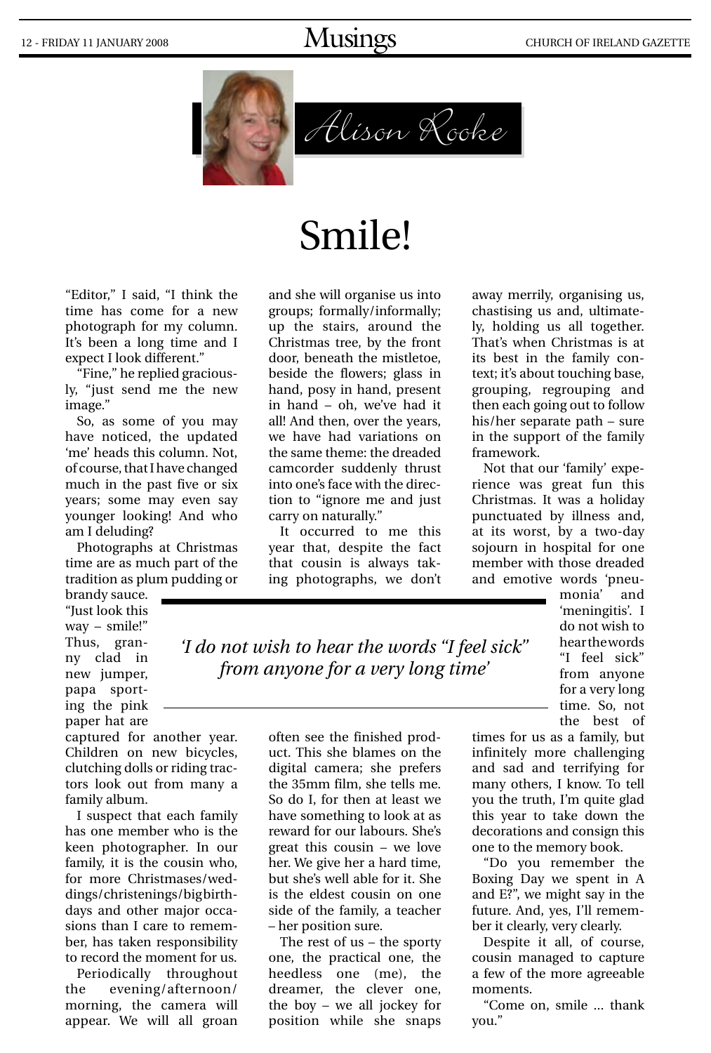Alison Rooke

# Smile!

"Editor," I said, "I think the time has come for a new photograph for my column. It's been a long time and I expect I look different."

"Fine," he replied graciously, "just send me the new image."

So, as some of you may have noticed, the updated 'me' heads this column. Not, of course, that I have changed much in the past five or six years; some may even say younger looking! And who am I deluding?

Photographs at Christmas time are as much part of the tradition as plum pudding or brandy sauce. "Just look this way – smile!" Thus, granny clad in new jumper, papa sporting the pink paper hat are captured for another year. Children on new bicycles, clutching dolls or riding tractors look out from many a family album.

I suspect that each family has one member who is the keen photographer. In our family, it is the cousin who, for more Christmases/weddings/christenings/big birthdays and other major occasions than I care to remember, has taken responsibility to record the moment for us.

Periodically throughout the evening/afternoon/morning, the camera will appear. We will all groan and she will organise us into groups; formally/informally; up the stairs, around the Christmas tree, by the front door, beneath the mistletoe, beside the flowers; glass in hand, posy in hand, present in hand – oh, we've had it all! And then, over the years, we have had variations on the same theme: the dreaded camcorder suddenly thrust into one's face with the direction to "ignore me and just carry on naturally."

It occurred to me this year that, despite the fact that cousin is always taking photographs, we don't often see the finished product. This she blames on the digital camera; she prefers the 35mm film, she tells me. So do I, for then at least we have something to look at as reward for our labours. She's great this cousin – we love her. We give her a hard time, but she's well able for it. She is the eldest cousin on one side of the family, a teacher – her position sure.

The rest of us – the sporty one, the practical one, the heedless one (me), the dreamer, the clever one, the boy – we all jockey for position while she snaps away merrily, organising us, chastising us and, ultimately, holding us all together. That's when Christmas is at its best in the family context; it's about touching base, grouping, regrouping and then each going out to follow his/her separate path – sure in the support of the family framework.

Not that our 'family' experience was great fun this Christmas. It was a holiday punctuated by illness and, at its worst, by a two-day sojourn in hospital for one member with those dreaded and emotive words 'pneumonia' and 'meningitis'. I do not wish to hear the words "I feel sick" from anyone for a very long time. So, not the best of times for us as a family, but infinitely more challenging and sad and terrifying for many others, I know. To tell you the truth, I'm quite glad this year to take down the decorations and consign this one to the memory book.

*'I do not wish to hear the words "I feel sick" from anyone for a very long time'*

"Do you remember the Boxing Day we spent in A and E?", we might say in the future. And, yes, I'll remember it clearly, very clearly.

Despite it all, of course, cousin managed to capture a few of the more agreeable moments.

"Come on, smile ... thank you."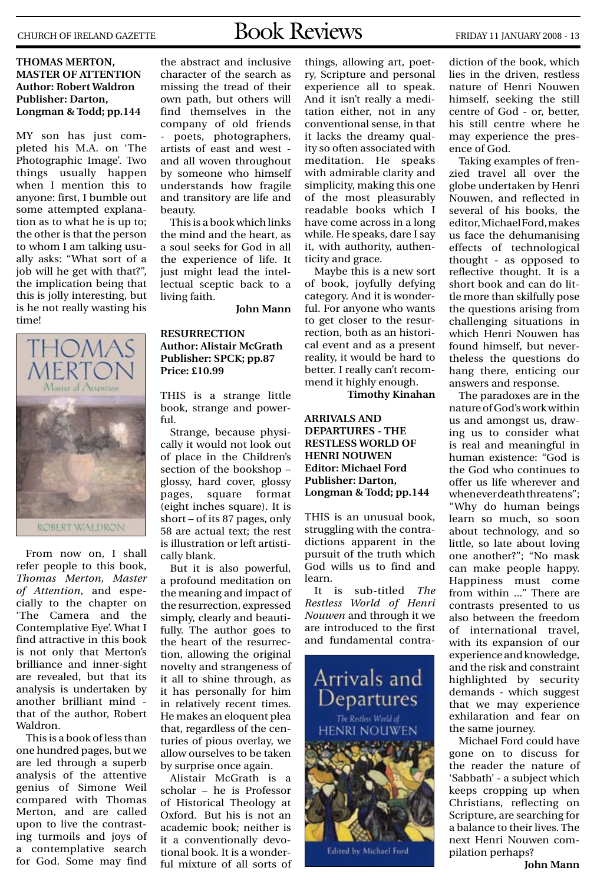# Book Reviews

**THOMAS MERTON, MASTER OF ATTENTION**
**Author: Robert Waldron**
**Publisher: Darton, Longman & Todd; pp.144**

MY son has just completed his M.A. on 'The Photographic Image'. Two things usually happen when I mention this to anyone: first, I bumble out some attempted explanation as to what he is up to; the other is that the person to whom I am talking usually asks: "What sort of a job will he get with that?", the implication being that this is jolly interesting, but is he not really wasting his time!

From now on, I shall refer people to this book, *Thomas Merton, Master of Attention*, and especially to the chapter on 'The Camera and the Contemplative Eye'. What I find attractive in this book is not only that Merton's brilliance and inner-sight are revealed, but that its analysis is undertaken by another brilliant mind - that of the author, Robert Waldron.

This is a book of less than one hundred pages, but we are led through a superb analysis of the attentive genius of Simone Weil compared with Thomas Merton, and are called upon to live the contrasting turmoils and joys of a contemplative search for God. Some may find the abstract and inclusive character of the search as missing the tread of their own path, but others will find themselves in the company of old friends - poets, photographers, artists of east and west - and all woven throughout by someone who himself understands how fragile and transitory are life and beauty.

This is a book which links the mind and the heart, as a soul seeks for God in all the experience of life. It just might lead the intellectual sceptic back to a living faith.

**John Mann**

**RESURRECTION**
**Author: Alistair McGrath**
**Publisher: SPCK; pp.87**
**Price: £10.99**

THIS is a strange little book, strange and powerful.

Strange, because physically it would not look out of place in the Children's section of the bookshop – glossy, hard cover, glossy pages, square format (eight inches square). It is short – of its 87 pages, only 58 are actual text; the rest is illustration or left artistically blank.

But it is also powerful, a profound meditation on the meaning and impact of the resurrection, expressed simply, clearly and beautifully. The author goes to the heart of the resurrection, allowing the original novelty and strangeness of it all to shine through, as it has personally for him in relatively recent times. He makes an eloquent plea that, regardless of the centuries of pious overlay, we allow ourselves to be taken by surprise once again.

Alistair McGrath is a scholar – he is Professor of Historical Theology at Oxford. But his is not an academic book; neither is it a conventionally devotional book. It is a wonderful mixture of all sorts of things, allowing art, poetry, Scripture and personal experience all to speak. And it isn't really a meditation either, not in any conventional sense, in that it lacks the dreamy quality so often associated with meditation. He speaks with admirable clarity and simplicity, making this one of the most pleasurably readable books which I have come across in a long while. He speaks, dare I say it, with authority, authenticity and grace.

Maybe this is a new sort of book, joyfully defying category. And it is wonderful. For anyone who wants to get closer to the resurrection, both as an historical event and as a present reality, it would be hard to better. I really can't recommend it highly enough.

**Timothy Kinahan**

**ARRIVALS AND DEPARTURES - THE RESTLESS WORLD OF HENRI NOUWEN**
**Editor: Michael Ford**
**Publisher: Darton, Longman & Todd; pp.144**

THIS is an unusual book, struggling with the contradictions apparent in the pursuit of the truth which God wills us to find and learn.

It is sub-titled *The Restless World of Henri Nouwen* and through it we are introduced to the first and fundamental contradiction of the book, which lies in the driven, restless nature of Henri Nouwen himself, seeking the still centre of God - or, better, his still centre where he may experience the presence of God.

Taking examples of frenzied travel all over the globe undertaken by Henri Nouwen, and reflected in several of his books, the editor, Michael Ford, makes us face the dehumanising effects of technological thought - as opposed to reflective thought. It is a short book and can do little more than skilfully pose the questions arising from challenging situations in which Henri Nouwen has found himself, but nevertheless the questions do hang there, enticing our answers and response.

The paradoxes are in the nature of God's work within us and amongst us, drawing us to consider what is real and meaningful in human existence: "God is the God who continues to offer us life wherever and whenever death threatens"; "Why do human beings learn so much, so soon about technology, and so little, so late about loving one another?"; "No mask can make people happy. Happiness must come from within ..." There are contrasts presented to us also between the freedom of international travel, with its expansion of our experience and knowledge, and the risk and constraint highlighted by security demands - which suggest that we may experience exhilaration and fear on the same journey.

Michael Ford could have gone on to discuss for the reader the nature of 'Sabbath' - a subject which keeps cropping up when Christians, reflecting on Scripture, are searching for a balance to their lives. The next Henri Nouwen compilation perhaps?

**John Mann**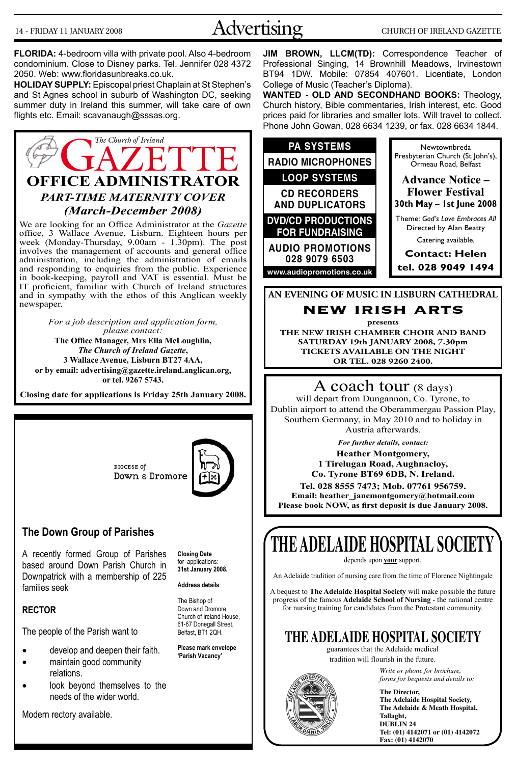**FLORIDA:** 4-bedroom villa with private pool. Also 4-bedroom condominium. Close to Disney parks. Tel. Jennifer 028 4372 2050. Web: www.floridasunbreaks.co.uk.

**HOLIDAY SUPPLY:** Episcopal priest Chaplain at St Stephen's and St Agnes school in suburb of Washington DC, seeking summer duty in Ireland this summer, will take care of own flights etc. Email: scavanaugh@sssas.org.

*The Church of Ireland*

# GAZETTE

## OFFICE ADMINISTRATOR

### *PART-TIME MATERNITY COVER*
### *(March-December 2008)*

We are looking for an Office Administrator at the *Gazette* office, 3 Wallace Avenue, Lisburn. Eighteen hours per week (Monday-Thursday, 9.00am - 1.30pm). The post involves the management of accounts and general office administration, including the administration of emails and responding to enquiries from the public. Experience in book-keeping, payroll and VAT is essential. Must be IT proficient, familiar with Church of Ireland structures and in sympathy with the ethos of this Anglican weekly newspaper.

*For a job description and application form, please contact:*
**The Office Manager, Mrs Ella McLoughlin,**
***The Church of Ireland Gazette*,**
**3 Wallace Avenue, Lisburn BT27 4AA,**
**or by email: advertising@gazette.ireland.anglican.org,**
**or tel. 9267 5743.**

**Closing date for applications is Friday 25th January 2008.**

DIOCESE of
Down & Dromore

## The Down Group of Parishes

A recently formed Group of Parishes based around Down Parish Church in Downpatrick with a membership of 225 families seek

### RECTOR

The people of the Parish want to

- develop and deepen their faith.
- maintain good community relations.
- look beyond themselves to the needs of the wider world.

Modern rectory available.

**Closing Date** for applications: **31st January 2008.**

**Address details**:

The Bishop of Down and Dromore, Church of Ireland House, 61-67 Donegall Street, Belfast, BT1 2QH.

**Please mark envelope 'Parish Vacancy'**

**JIM BROWN, LLCM(TD):** Correspondence Teacher of Professional Singing, 14 Brownhill Meadows, Irvinestown BT94 1DW. Mobile: 07854 407601. Licentiate, London College of Music (Teacher's Diploma).

**WANTED - OLD AND SECONDHAND BOOKS:** Theology, Church history, Bible commentaries, Irish interest, etc. Good prices paid for libraries and smaller lots. Will travel to collect. Phone John Gowan, 028 6634 1239, or fax. 028 6634 1844.

**PA SYSTEMS**
**RADIO MICROPHONES**
**LOOP SYSTEMS**
**CD RECORDERS AND DUPLICATORS**
**DVD/CD PRODUCTIONS FOR FUNDRAISING**
**AUDIO PROMOTIONS 028 9079 6503**
**www.audiopromotions.co.uk**

Newtownbreda Presbyterian Church (St John's), Ormeau Road, Belfast

**Advance Notice – Flower Festival**
**30th May – 1st June 2008**

Theme: *God's Love Embraces All*
Directed by Alan Beatty
Catering available.

**Contact: Helen**
**tel. 028 9049 1494**

**AN EVENING OF MUSIC IN LISBURN CATHEDRAL**

## NEW IRISH ARTS

**presents**
**THE NEW IRISH CHAMBER CHOIR AND BAND**
**SATURDAY 19th JANUARY 2008, 7.30pm**
**TICKETS AVAILABLE ON THE NIGHT**
**OR TEL. 028 9260 2400.**

## A coach tour (8 days)

will depart from Dungannon, Co. Tyrone, to Dublin airport to attend the Oberammergau Passion Play, Southern Germany, in May 2010 and to holiday in Austria afterwards.

***For further details, contact:***
**Heather Montgomery,**
**1 Tirelugan Road, Aughnacloy,**
**Co. Tyrone BT69 6DB, N. Ireland.**
**Tel. 028 8555 7473; Mob. 07761 956759.**
**Email: heather_janemontgomery@hotmail.com**
**Please book NOW, as first deposit is due January 2008.**

# THE ADELAIDE HOSPITAL SOCIETY

depends upon **your** support.

An Adelaide tradition of nursing care from the time of Florence Nightingale

A bequest to **The Adelaide Hospital Society** will make possible the future progress of the famous **Adelaide School of Nursing** - the national centre for nursing training for candidates from the Protestant community.

## THE ADELAIDE HOSPITAL SOCIETY

guarantees that the Adelaide medical tradition will flourish in the future.

ADELAIDE HOSPITAL SOCIETY — LABOR OMNIA VINCIT

*Write or phone for brochure, forms for bequests and details to:*

**The Director,**
**The Adelaide Hospital Society,**
**The Adelaide & Meath Hospital,**
**Tallaght,**
**DUBLIN 24**
**Tel: (01) 4142071 or (01) 4142072**
**Fax: (01) 4142070**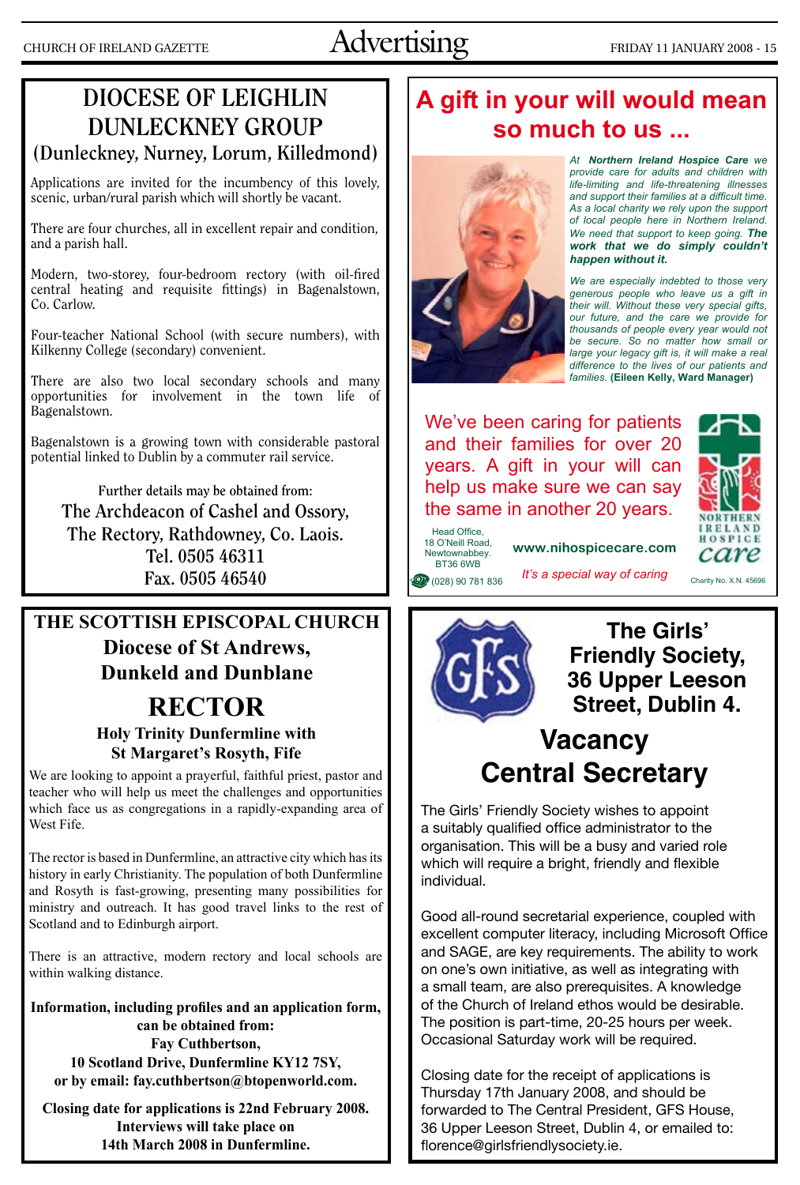# DIOCESE OF LEIGHLIN DUNLECKNEY GROUP

## (Dunleckney, Nurney, Lorum, Killedmond)

Applications are invited for the incumbency of this lovely, scenic, urban/rural parish which will shortly be vacant.

There are four churches, all in excellent repair and condition, and a parish hall.

Modern, two-storey, four-bedroom rectory (with oil-fired central heating and requisite fittings) in Bagenalstown, Co. Carlow.

Four-teacher National School (with secure numbers), with Kilkenny College (secondary) convenient.

There are also two local secondary schools and many opportunities for involvement in the town life of Bagenalstown.

Bagenalstown is a growing town with considerable pastoral potential linked to Dublin by a commuter rail service.

**Further details may be obtained from:**
**The Archdeacon of Cashel and Ossory,**
**The Rectory, Rathdowney, Co. Laois.**
**Tel. 0505 46311**
**Fax. 0505 46540**

---

# THE SCOTTISH EPISCOPAL CHURCH

## Diocese of St Andrews, Dunkeld and Dunblane

# RECTOR

### Holy Trinity Dunfermline with St Margaret's Rosyth, Fife

We are looking to appoint a prayerful, faithful priest, pastor and teacher who will help us meet the challenges and opportunities which face us as congregations in a rapidly-expanding area of West Fife.

The rector is based in Dunfermline, an attractive city which has its history in early Christianity. The population of both Dunfermline and Rosyth is fast-growing, presenting many possibilities for ministry and outreach. It has good travel links to the rest of Scotland and to Edinburgh airport.

There is an attractive, modern rectory and local schools are within walking distance.

**Information, including profiles and an application form, can be obtained from:**
**Fay Cuthbertson,**
**10 Scotland Drive, Dunfermline KY12 7SY,**
**or by email: fay.cuthbertson@btopenworld.com.**

**Closing date for applications is 22nd February 2008. Interviews will take place on 14th March 2008 in Dunfermline.**

---

# A gift in your will would mean so much to us ...

*At* ***Northern Ireland Hospice Care*** *we provide care for adults and children with life-limiting and life-threatening illnesses and support their families at a difficult time. As a local charity we rely upon the support of local people here in Northern Ireland. We need that support to keep going.* ***The work that we do simply couldn't happen without it.***

*We are especially indebted to those very generous people who leave us a gift in their will. Without these very special gifts, our future, and the care we provide for thousands of people every year would not be secure. So no matter how small or large your legacy gift is, it will make a real difference to the lives of our patients and families.* **(Eileen Kelly, Ward Manager)**

We've been caring for patients and their families for over 20 years. A gift in your will can help us make sure we can say the same in another 20 years.

Head Office,
18 O'Neill Road,
Newtownabbey.
BT36 6WB
(028) 90 781 836

www.nihospicecare.com

*It's a special way of caring*

NORTHERN IRELAND HOSPICE care

Charity No. X.N. 45696

---

## The Girls' Friendly Society, 36 Upper Leeson Street, Dublin 4.

# Vacancy Central Secretary

The Girls' Friendly Society wishes to appoint a suitably qualified office administrator to the organisation. This will be a busy and varied role which will require a bright, friendly and flexible individual.

Good all-round secretarial experience, coupled with excellent computer literacy, including Microsoft Office and SAGE, are key requirements. The ability to work on one's own initiative, as well as integrating with a small team, are also prerequisites. A knowledge of the Church of Ireland ethos would be desirable. The position is part-time, 20-25 hours per week. Occasional Saturday work will be required.

Closing date for the receipt of applications is Thursday 17th January 2008, and should be forwarded to The Central President, GFS House, 36 Upper Leeson Street, Dublin 4, or emailed to: florence@girlsfriendlysociety.ie.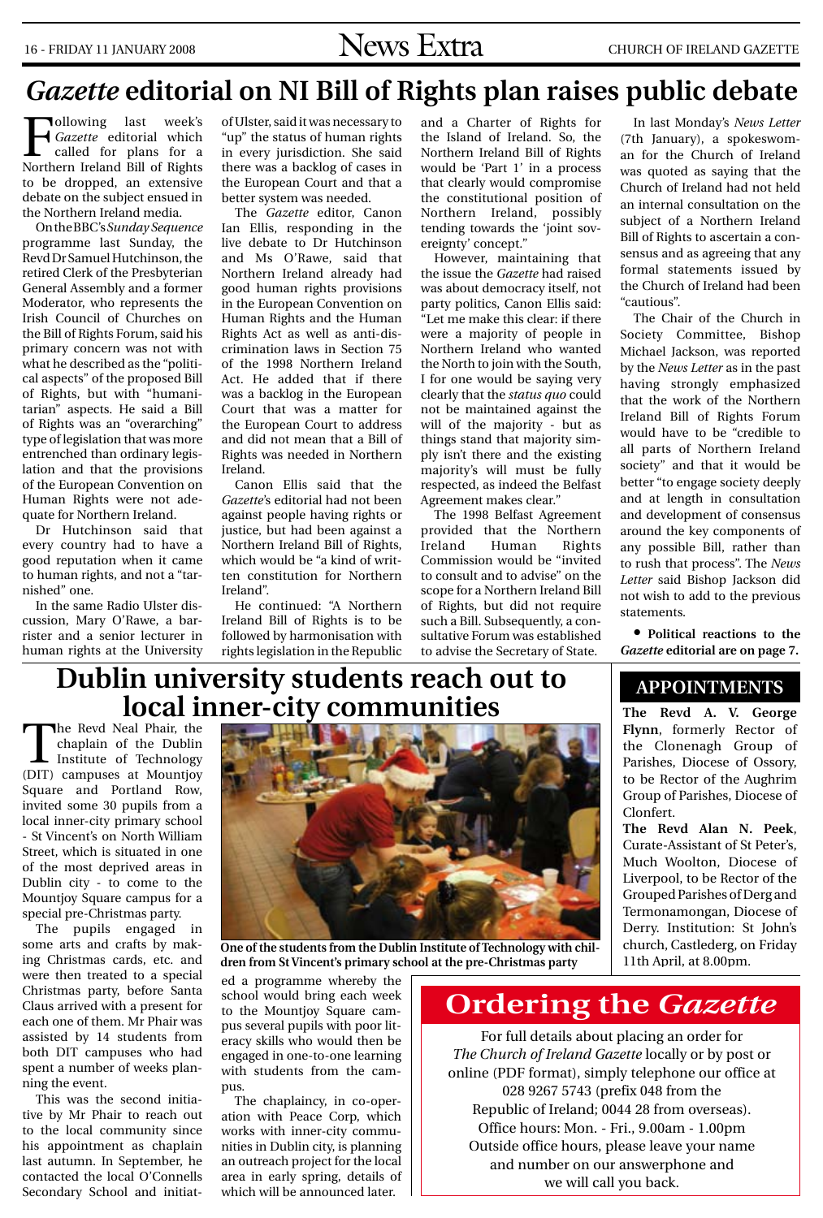# *Gazette* editorial on NI Bill of Rights plan raises public debate

Following last week's *Gazette* editorial which called for plans for a Northern Ireland Bill of Rights to be dropped, an extensive debate on the subject ensued in the Northern Ireland media.

On the BBC's *Sunday Sequence* programme last Sunday, the Revd Dr Samuel Hutchinson, the retired Clerk of the Presbyterian General Assembly and a former Moderator, who represents the Irish Council of Churches on the Bill of Rights Forum, said his primary concern was not with what he described as the "political aspects" of the proposed Bill of Rights, but with "humanitarian" aspects. He said a Bill of Rights was an "overarching" type of legislation that was more entrenched than ordinary legislation and that the provisions of the European Convention on Human Rights were not adequate for Northern Ireland.

Dr Hutchinson said that every country had to have a good reputation when it came to human rights, and not a "tarnished" one.

In the same Radio Ulster discussion, Mary O'Rawe, a barrister and a senior lecturer in human rights at the University of Ulster, said it was necessary to "up" the status of human rights in every jurisdiction. She said there was a backlog of cases in the European Court and that a better system was needed.

The *Gazette* editor, Canon Ian Ellis, responding in the live debate to Dr Hutchinson and Ms O'Rawe, said that Northern Ireland already had good human rights provisions in the European Convention on Human Rights and the Human Rights Act as well as anti-discrimination laws in Section 75 of the 1998 Northern Ireland Act. He added that if there was a backlog in the European Court that was a matter for the European Court to address and did not mean that a Bill of Rights was needed in Northern Ireland.

Canon Ellis said that the *Gazette*'s editorial had not been against people having rights or justice, but had been against a Northern Ireland Bill of Rights, which would be "a kind of written constitution for Northern Ireland".

He continued: "A Northern Ireland Bill of Rights is to be followed by harmonisation with rights legislation in the Republic and a Charter of Rights for the Island of Ireland. So, the Northern Ireland Bill of Rights would be 'Part 1' in a process that clearly would compromise the constitutional position of Northern Ireland, possibly tending towards the 'joint sovereignty' concept."

However, maintaining that the issue the *Gazette* had raised was about democracy itself, not party politics, Canon Ellis said: "Let me make this clear: if there were a majority of people in Northern Ireland who wanted the North to join with the South, I for one would be saying very clearly that the *status quo* could not be maintained against the will of the majority - but as things stand that majority simply isn't there and the existing majority's will must be fully respected, as indeed the Belfast Agreement makes clear."

The 1998 Belfast Agreement provided that the Northern Ireland Human Rights Commission would be "invited to consult and to advise" on the scope for a Northern Ireland Bill of Rights, but did not require such a Bill. Subsequently, a consultative Forum was established to advise the Secretary of State.

In last Monday's *News Letter* (7th January), a spokeswoman for the Church of Ireland was quoted as saying that the Church of Ireland had not held an internal consultation on the subject of a Northern Ireland Bill of Rights to ascertain a consensus and as agreeing that any formal statements issued by the Church of Ireland had been "cautious".

The Chair of the Church in Society Committee, Bishop Michael Jackson, was reported by the *News Letter* as in the past having strongly emphasized that the work of the Northern Ireland Bill of Rights Forum would have to be "credible to all parts of Northern Ireland society" and that it would be better "to engage society deeply and at length in consultation and development of consensus around the key components of any possible Bill, rather than to rush that process". The *News Letter* said Bishop Jackson did not wish to add to the previous statements.

- **Political reactions to the *Gazette* editorial are on page 7.**

# Dublin university students reach out to local inner-city communities

The Revd Neal Phair, the chaplain of the Dublin Institute of Technology (DIT) campuses at Mountjoy Square and Portland Row, invited some 30 pupils from a local inner-city primary school - St Vincent's on North William Street, which is situated in one of the most deprived areas in Dublin city - to come to the Mountjoy Square campus for a special pre-Christmas party.

The pupils engaged in some arts and crafts by making Christmas cards, etc. and were then treated to a special Christmas party, before Santa Claus arrived with a present for each one of them. Mr Phair was assisted by 14 students from both DIT campuses who had spent a number of weeks planning the event.

This was the second initiative by Mr Phair to reach out to the local community since his appointment as chaplain last autumn. In September, he contacted the local O'Connells Secondary School and initiated a programme whereby the school would bring each week to the Mountjoy Square campus several pupils with poor literacy skills who would then be engaged in one-to-one learning with students from the campus.

The chaplaincy, in co-operation with Peace Corp, which works with inner-city communities in Dublin city, is planning an outreach project for the local area in early spring, details of which will be announced later.

**One of the students from the Dublin Institute of Technology with children from St Vincent's primary school at the pre-Christmas party**

## APPOINTMENTS

**The Revd A. V. George Flynn**, formerly Rector of the Clonenagh Group of Parishes, Diocese of Ossory, to be Rector of the Aughrim Group of Parishes, Diocese of Clonfert.

**The Revd Alan N. Peek**, Curate-Assistant of St Peter's, Much Woolton, Diocese of Liverpool, to be Rector of the Grouped Parishes of Derg and Termonamongan, Diocese of Derry. Institution: St John's church, Castlederg, on Friday 11th April, at 8.00pm.

## Ordering the *Gazette*

For full details about placing an order for *The Church of Ireland Gazette* locally or by post or online (PDF format), simply telephone our office at 028 9267 5743 (prefix 048 from the Republic of Ireland; 0044 28 from overseas).
Office hours: Mon. - Fri., 9.00am - 1.00pm
Outside office hours, please leave your name and number on our answerphone and we will call you back.